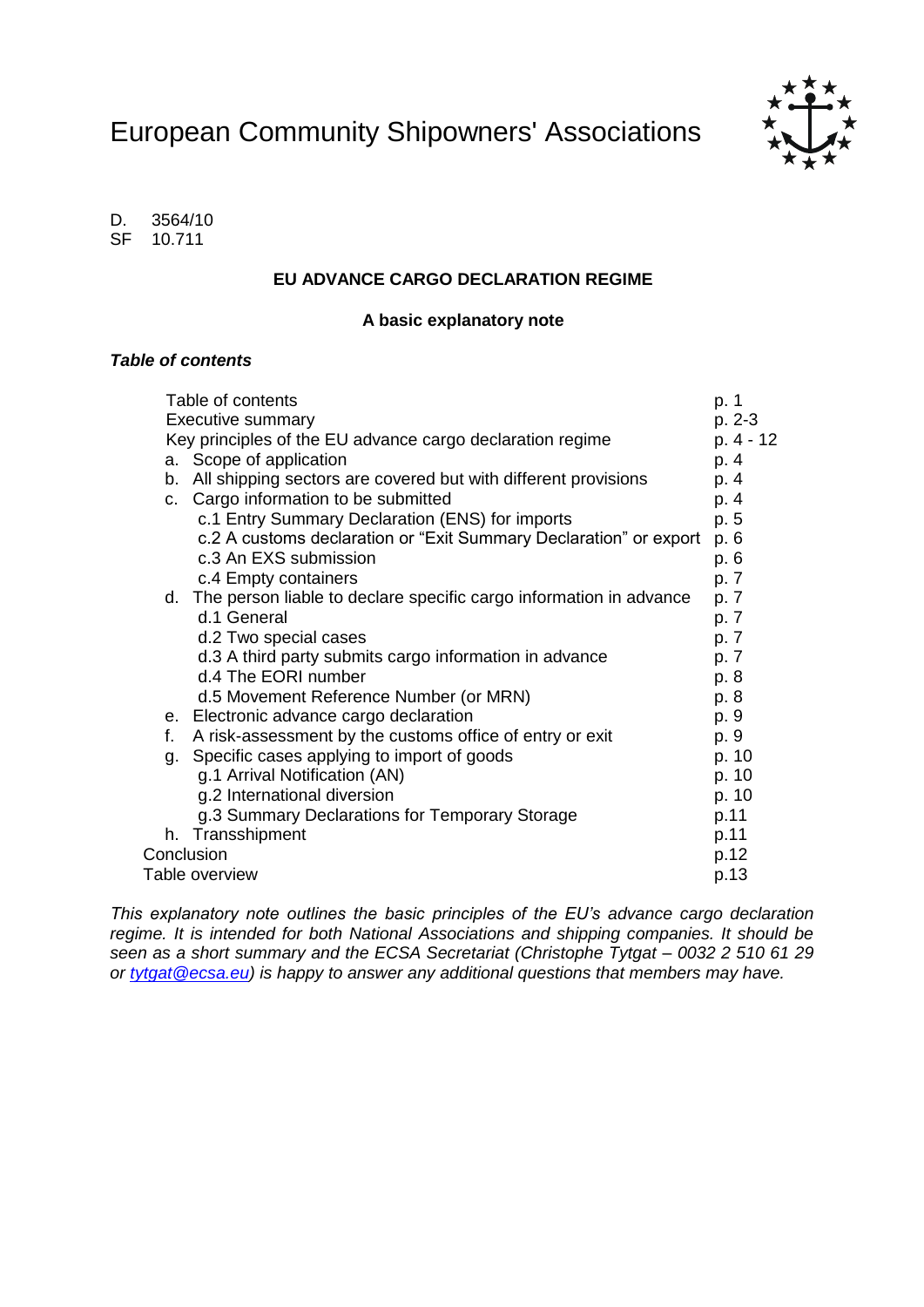# European Community Shipowners' Associations

D. 3564/10
SF 10.711

## EU ADVANCE CARGO DECLARATION REGIME

### A basic explanatory note

***Table of contents***

| | |
|---|---|
| Table of contents | p. 1 |
| Executive summary | p. 2-3 |
| Key principles of the EU advance cargo declaration regime | p. 4 - 12 |
| a. Scope of application | p. 4 |
| b. All shipping sectors are covered but with different provisions | p. 4 |
| c. Cargo information to be submitted | p. 4 |
| c.1 Entry Summary Declaration (ENS) for imports | p. 5 |
| c.2 A customs declaration or "Exit Summary Declaration" or export | p. 6 |
| c.3 An EXS submission | p. 6 |
| c.4 Empty containers | p. 7 |
| d. The person liable to declare specific cargo information in advance | p. 7 |
| d.1 General | p. 7 |
| d.2 Two special cases | p. 7 |
| d.3 A third party submits cargo information in advance | p. 7 |
| d.4 The EORI number | p. 8 |
| d.5 Movement Reference Number (or MRN) | p. 8 |
| e. Electronic advance cargo declaration | p. 9 |
| f. A risk-assessment by the customs office of entry or exit | p. 9 |
| g. Specific cases applying to import of goods | p. 10 |
| g.1 Arrival Notification (AN) | p. 10 |
| g.2 International diversion | p. 10 |
| g.3 Summary Declarations for Temporary Storage | p.11 |
| h. Transshipment | p.11 |
| Conclusion | p.12 |
| Table overview | p.13 |

*This explanatory note outlines the basic principles of the EU's advance cargo declaration regime. It is intended for both National Associations and shipping companies. It should be seen as a short summary and the ECSA Secretariat (Christophe Tytgat – 0032 2 510 61 29 or [tytgat@ecsa.eu](mailto:tytgat@ecsa.eu)) is happy to answer any additional questions that members may have.*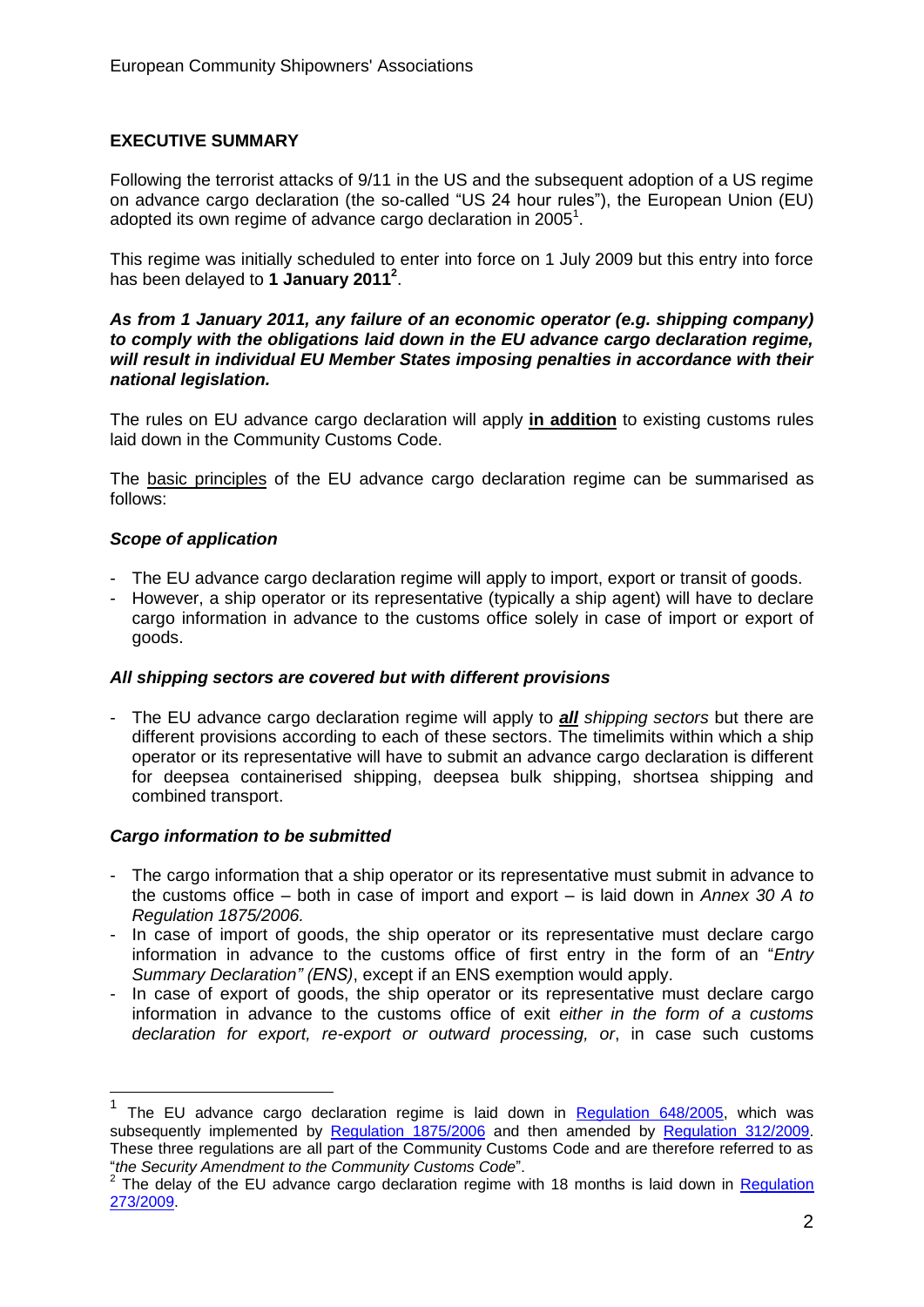## EXECUTIVE SUMMARY

Following the terrorist attacks of 9/11 in the US and the subsequent adoption of a US regime on advance cargo declaration (the so-called "US 24 hour rules"), the European Union (EU) adopted its own regime of advance cargo declaration in 2005[1].

This regime was initially scheduled to enter into force on 1 July 2009 but this entry into force has been delayed to **1 January 2011**[2].

***As from 1 January 2011, any failure of an economic operator (e.g. shipping company) to comply with the obligations laid down in the EU advance cargo declaration regime, will result in individual EU Member States imposing penalties in accordance with their national legislation.***

The rules on EU advance cargo declaration will apply **in addition** to existing customs rules laid down in the Community Customs Code.

The basic principles of the EU advance cargo declaration regime can be summarised as follows:

***Scope of application***

- The EU advance cargo declaration regime will apply to import, export or transit of goods.
- However, a ship operator or its representative (typically a ship agent) will have to declare cargo information in advance to the customs office solely in case of import or export of goods.

***All shipping sectors are covered but with different provisions***

- The EU advance cargo declaration regime will apply to ***all*** *shipping sectors* but there are different provisions according to each of these sectors. The timelimits within which a ship operator or its representative will have to submit an advance cargo declaration is different for deepsea containerised shipping, deepsea bulk shipping, shortsea shipping and combined transport.

***Cargo information to be submitted***

- The cargo information that a ship operator or its representative must submit in advance to the customs office – both in case of import and export – is laid down in *Annex 30 A to Regulation 1875/2006.*
- In case of import of goods, the ship operator or its representative must declare cargo information in advance to the customs office of first entry in the form of an "*Entry Summary Declaration" (ENS)*, except if an ENS exemption would apply.
- In case of export of goods, the ship operator or its representative must declare cargo information in advance to the customs office of exit *either in the form of a customs declaration for export, re-export or outward processing, or*, in case such customs

---

[1] The EU advance cargo declaration regime is laid down in Regulation 648/2005, which was subsequently implemented by Regulation 1875/2006 and then amended by Regulation 312/2009. These three regulations are all part of the Community Customs Code and are therefore referred to as "*the Security Amendment to the Community Customs Code*".

[2] The delay of the EU advance cargo declaration regime with 18 months is laid down in Regulation 273/2009.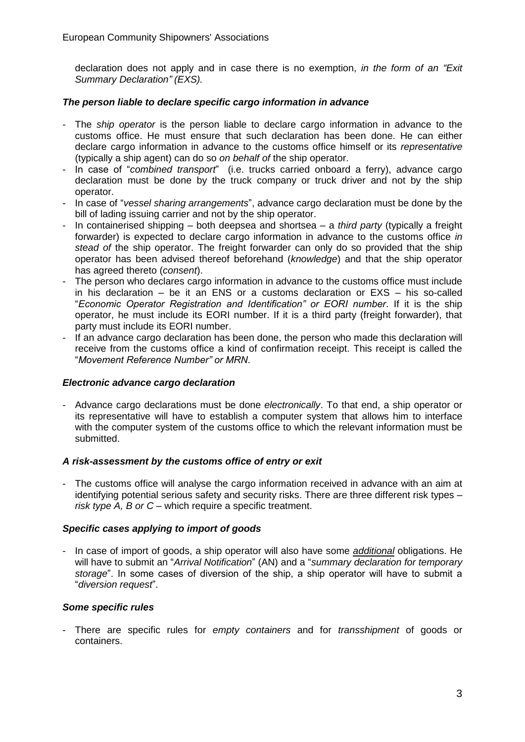declaration does not apply and in case there is no exemption, *in the form of an "Exit Summary Declaration" (EXS).*

### *The person liable to declare specific cargo information in advance*

- The *ship operator* is the person liable to declare cargo information in advance to the customs office. He must ensure that such declaration has been done. He can either declare cargo information in advance to the customs office himself or its *representative* (typically a ship agent) can do so *on behalf of* the ship operator.
- In case of "*combined transport*" (i.e. trucks carried onboard a ferry), advance cargo declaration must be done by the truck company or truck driver and not by the ship operator.
- In case of "*vessel sharing arrangements*", advance cargo declaration must be done by the bill of lading issuing carrier and not by the ship operator.
- In containerised shipping – both deepsea and shortsea – a *third party* (typically a freight forwarder) is expected to declare cargo information in advance to the customs office *in stead of* the ship operator. The freight forwarder can only do so provided that the ship operator has been advised thereof beforehand (*knowledge*) and that the ship operator has agreed thereto (*consent*).
- The person who declares cargo information in advance to the customs office must include in his declaration – be it an ENS or a customs declaration or EXS – his so-called "*Economic Operator Registration and Identification" or EORI number*. If it is the ship operator, he must include its EORI number. If it is a third party (freight forwarder), that party must include its EORI number.
- If an advance cargo declaration has been done, the person who made this declaration will receive from the customs office a kind of confirmation receipt. This receipt is called the "*Movement Reference Number" or MRN*.

### *Electronic advance cargo declaration*

- Advance cargo declarations must be done *electronically*. To that end, a ship operator or its representative will have to establish a computer system that allows him to interface with the computer system of the customs office to which the relevant information must be submitted.

### *A risk-assessment by the customs office of entry or exit*

- The customs office will analyse the cargo information received in advance with an aim at identifying potential serious safety and security risks. There are three different risk types – *risk type A, B or C* – which require a specific treatment.

### *Specific cases applying to import of goods*

- In case of import of goods, a ship operator will also have some ***additional*** obligations. He will have to submit an "*Arrival Notification*" (AN) and a "*summary declaration for temporary storage*". In some cases of diversion of the ship, a ship operator will have to submit a "*diversion request*".

### *Some specific rules*

- There are specific rules for *empty containers* and for *transshipment* of goods or containers.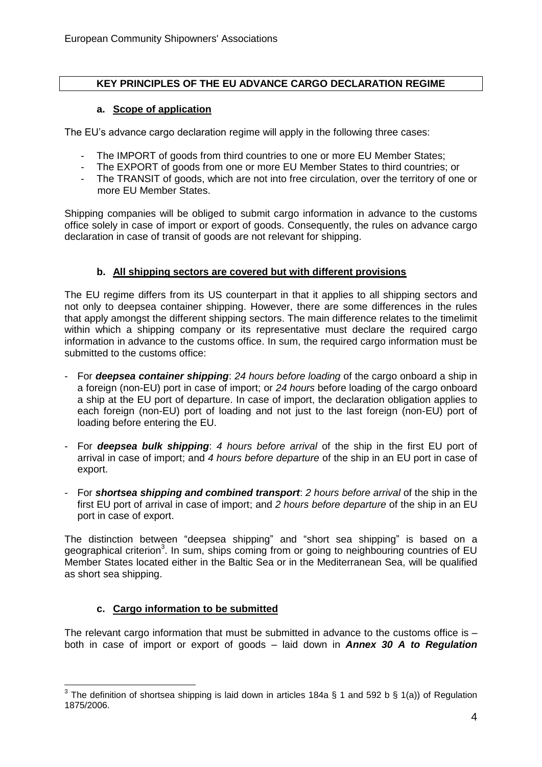## KEY PRINCIPLES OF THE EU ADVANCE CARGO DECLARATION REGIME

### a. Scope of application

The EU's advance cargo declaration regime will apply in the following three cases:

- The IMPORT of goods from third countries to one or more EU Member States;
- The EXPORT of goods from one or more EU Member States to third countries; or
- The TRANSIT of goods, which are not into free circulation, over the territory of one or more EU Member States.

Shipping companies will be obliged to submit cargo information in advance to the customs office solely in case of import or export of goods. Consequently, the rules on advance cargo declaration in case of transit of goods are not relevant for shipping.

### b. All shipping sectors are covered but with different provisions

The EU regime differs from its US counterpart in that it applies to all shipping sectors and not only to deepsea container shipping. However, there are some differences in the rules that apply amongst the different shipping sectors. The main difference relates to the timelimit within which a shipping company or its representative must declare the required cargo information in advance to the customs office. In sum, the required cargo information must be submitted to the customs office:

- For ***deepsea container shipping***: *24 hours before loading* of the cargo onboard a ship in a foreign (non-EU) port in case of import; or *24 hours* before loading of the cargo onboard a ship at the EU port of departure. In case of import, the declaration obligation applies to each foreign (non-EU) port of loading and not just to the last foreign (non-EU) port of loading before entering the EU.
- For ***deepsea bulk shipping***: *4 hours before arrival* of the ship in the first EU port of arrival in case of import; and *4 hours before departure* of the ship in an EU port in case of export.
- For ***shortsea shipping and combined transport***: *2 hours before arrival* of the ship in the first EU port of arrival in case of import; and *2 hours before departure* of the ship in an EU port in case of export.

The distinction between "deepsea shipping" and "short sea shipping" is based on a geographical criterion[3]. In sum, ships coming from or going to neighbouring countries of EU Member States located either in the Baltic Sea or in the Mediterranean Sea, will be qualified as short sea shipping.

### c. Cargo information to be submitted

The relevant cargo information that must be submitted in advance to the customs office is – both in case of import or export of goods – laid down in ***Annex 30 A to Regulation***

[3] The definition of shortsea shipping is laid down in articles 184a § 1 and 592 b § 1(a)) of Regulation 1875/2006.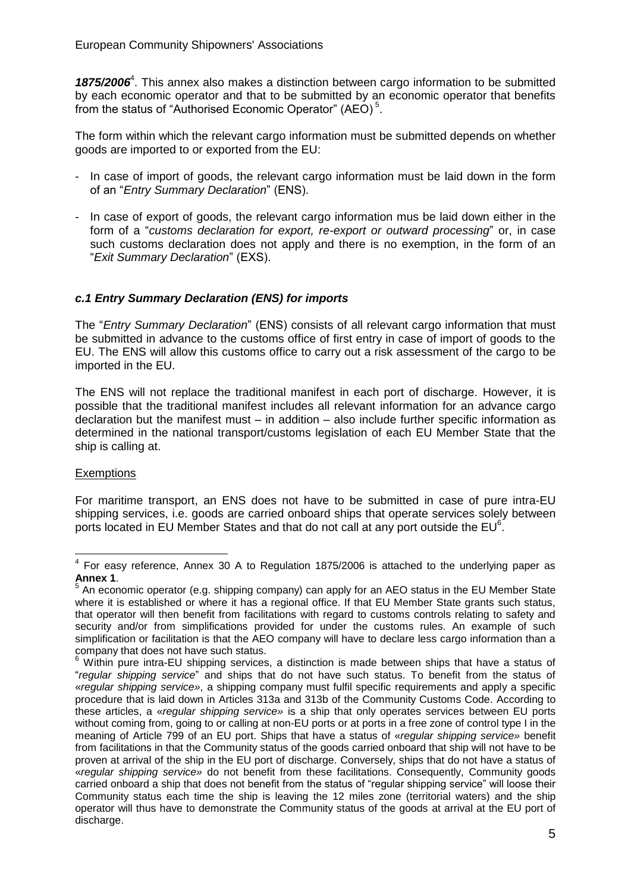***1875/2006***[4]. This annex also makes a distinction between cargo information to be submitted by each economic operator and that to be submitted by an economic operator that benefits from the status of "Authorised Economic Operator" (AEO)[5].

The form within which the relevant cargo information must be submitted depends on whether goods are imported to or exported from the EU:

- In case of import of goods, the relevant cargo information must be laid down in the form of an "*Entry Summary Declaration*" (ENS).
- In case of export of goods, the relevant cargo information mus be laid down either in the form of a "*customs declaration for export, re-export or outward processing*" or, in case such customs declaration does not apply and there is no exemption, in the form of an "*Exit Summary Declaration*" (EXS).

### *c.1 Entry Summary Declaration (ENS) for imports*

The "*Entry Summary Declaration*" (ENS) consists of all relevant cargo information that must be submitted in advance to the customs office of first entry in case of import of goods to the EU. The ENS will allow this customs office to carry out a risk assessment of the cargo to be imported in the EU.

The ENS will not replace the traditional manifest in each port of discharge. However, it is possible that the traditional manifest includes all relevant information for an advance cargo declaration but the manifest must – in addition – also include further specific information as determined in the national transport/customs legislation of each EU Member State that the ship is calling at.

<u>Exemptions</u>

For maritime transport, an ENS does not have to be submitted in case of pure intra-EU shipping services, i.e. goods are carried onboard ships that operate services solely between ports located in EU Member States and that do not call at any port outside the EU[6].

---

[4] For easy reference, Annex 30 A to Regulation 1875/2006 is attached to the underlying paper as **Annex 1**.

[5] An economic operator (e.g. shipping company) can apply for an AEO status in the EU Member State where it is established or where it has a regional office. If that EU Member State grants such status, that operator will then benefit from facilitations with regard to customs controls relating to safety and security and/or from simplifications provided for under the customs rules. An example of such simplification or facilitation is that the AEO company will have to declare less cargo information than a company that does not have such status.

[6] Within pure intra-EU shipping services, a distinction is made between ships that have a status of "*regular shipping service*" and ships that do not have such status. To benefit from the status of «*regular shipping service*», a shipping company must fulfil specific requirements and apply a specific procedure that is laid down in Articles 313a and 313b of the Community Customs Code. According to these articles, a «*regular shipping service*» is a ship that only operates services between EU ports without coming from, going to or calling at non-EU ports or at ports in a free zone of control type I in the meaning of Article 799 of an EU port. Ships that have a status of «*regular shipping service*» benefit from facilitations in that the Community status of the goods carried onboard that ship will not have to be proven at arrival of the ship in the EU port of discharge. Conversely, ships that do not have a status of «*regular shipping service*» do not benefit from these facilitations. Consequently, Community goods carried onboard a ship that does not benefit from the status of "regular shipping service" will loose their Community status each time the ship is leaving the 12 miles zone (territorial waters) and the ship operator will thus have to demonstrate the Community status of the goods at arrival at the EU port of discharge.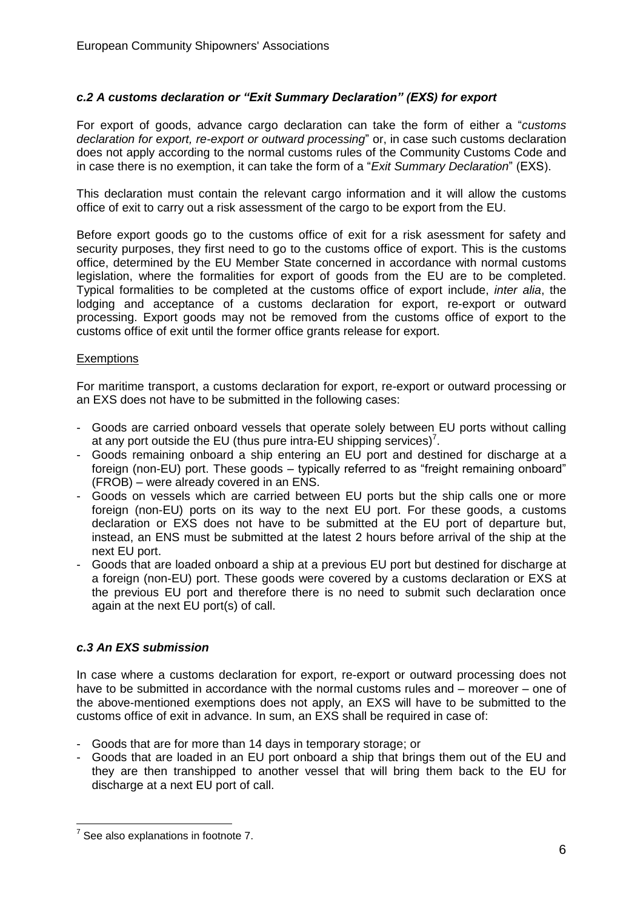### *c.2 A customs declaration or "Exit Summary Declaration" (EXS) for export*

For export of goods, advance cargo declaration can take the form of either a "*customs declaration for export, re-export or outward processing*" or, in case such customs declaration does not apply according to the normal customs rules of the Community Customs Code and in case there is no exemption, it can take the form of a "*Exit Summary Declaration*" (EXS).

This declaration must contain the relevant cargo information and it will allow the customs office of exit to carry out a risk assessment of the cargo to be export from the EU.

Before export goods go to the customs office of exit for a risk asessment for safety and security purposes, they first need to go to the customs office of export. This is the customs office, determined by the EU Member State concerned in accordance with normal customs legislation, where the formalities for export of goods from the EU are to be completed. Typical formalities to be completed at the customs office of export include, *inter alia*, the lodging and acceptance of a customs declaration for export, re-export or outward processing. Export goods may not be removed from the customs office of export to the customs office of exit until the former office grants release for export.

Exemptions

For maritime transport, a customs declaration for export, re-export or outward processing or an EXS does not have to be submitted in the following cases:

- Goods are carried onboard vessels that operate solely between EU ports without calling at any port outside the EU (thus pure intra-EU shipping services)[7].
- Goods remaining onboard a ship entering an EU port and destined for discharge at a foreign (non-EU) port. These goods – typically referred to as "freight remaining onboard" (FROB) – were already covered in an ENS.
- Goods on vessels which are carried between EU ports but the ship calls one or more foreign (non-EU) ports on its way to the next EU port. For these goods, a customs declaration or EXS does not have to be submitted at the EU port of departure but, instead, an ENS must be submitted at the latest 2 hours before arrival of the ship at the next EU port.
- Goods that are loaded onboard a ship at a previous EU port but destined for discharge at a foreign (non-EU) port. These goods were covered by a customs declaration or EXS at the previous EU port and therefore there is no need to submit such declaration once again at the next EU port(s) of call.

### *c.3 An EXS submission*

In case where a customs declaration for export, re-export or outward processing does not have to be submitted in accordance with the normal customs rules and – moreover – one of the above-mentioned exemptions does not apply, an EXS will have to be submitted to the customs office of exit in advance. In sum, an EXS shall be required in case of:

- Goods that are for more than 14 days in temporary storage; or
- Goods that are loaded in an EU port onboard a ship that brings them out of the EU and they are then transhipped to another vessel that will bring them back to the EU for discharge at a next EU port of call.

---

[7] See also explanations in footnote 7.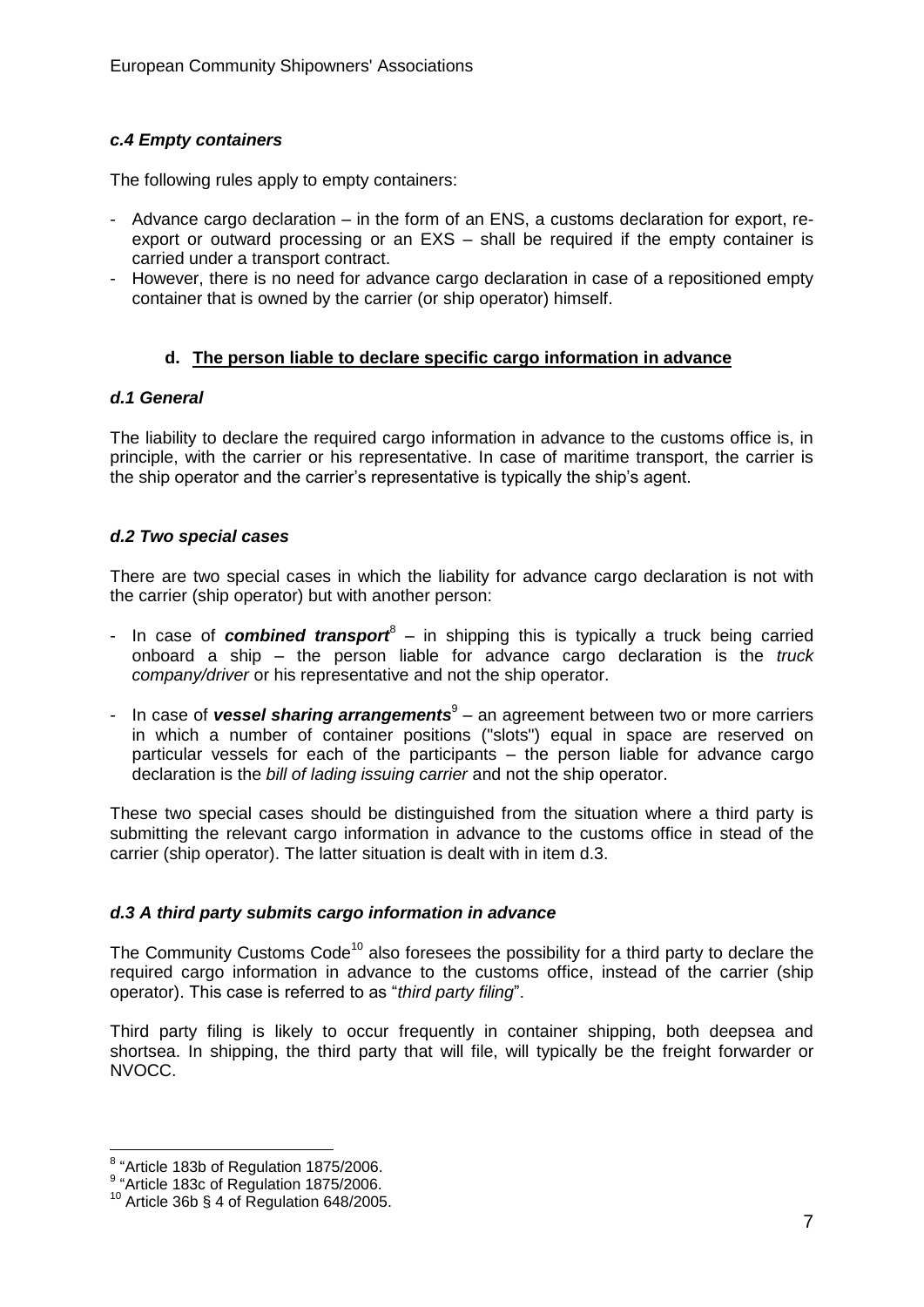### *c.4 Empty containers*

The following rules apply to empty containers:

- Advance cargo declaration – in the form of an ENS, a customs declaration for export, re-export or outward processing or an EXS – shall be required if the empty container is carried under a transport contract.
- However, there is no need for advance cargo declaration in case of a repositioned empty container that is owned by the carrier (or ship operator) himself.

## **d. The person liable to declare specific cargo information in advance**

### *d.1 General*

The liability to declare the required cargo information in advance to the customs office is, in principle, with the carrier or his representative. In case of maritime transport, the carrier is the ship operator and the carrier's representative is typically the ship's agent.

### *d.2 Two special cases*

There are two special cases in which the liability for advance cargo declaration is not with the carrier (ship operator) but with another person:

- In case of ***combined transport***[8] – in shipping this is typically a truck being carried onboard a ship – the person liable for advance cargo declaration is the *truck company/driver* or his representative and not the ship operator.
- In case of ***vessel sharing arrangements***[9] – an agreement between two or more carriers in which a number of container positions ("slots") equal in space are reserved on particular vessels for each of the participants – the person liable for advance cargo declaration is the *bill of lading issuing carrier* and not the ship operator.

These two special cases should be distinguished from the situation where a third party is submitting the relevant cargo information in advance to the customs office in stead of the carrier (ship operator). The latter situation is dealt with in item d.3.

### *d.3 A third party submits cargo information in advance*

The Community Customs Code[10] also foresees the possibility for a third party to declare the required cargo information in advance to the customs office, instead of the carrier (ship operator). This case is referred to as "*third party filing*".

Third party filing is likely to occur frequently in container shipping, both deepsea and shortsea. In shipping, the third party that will file, will typically be the freight forwarder or NVOCC.

---

[8] "Article 183b of Regulation 1875/2006.

[9] "Article 183c of Regulation 1875/2006.

[10] Article 36b § 4 of Regulation 648/2005.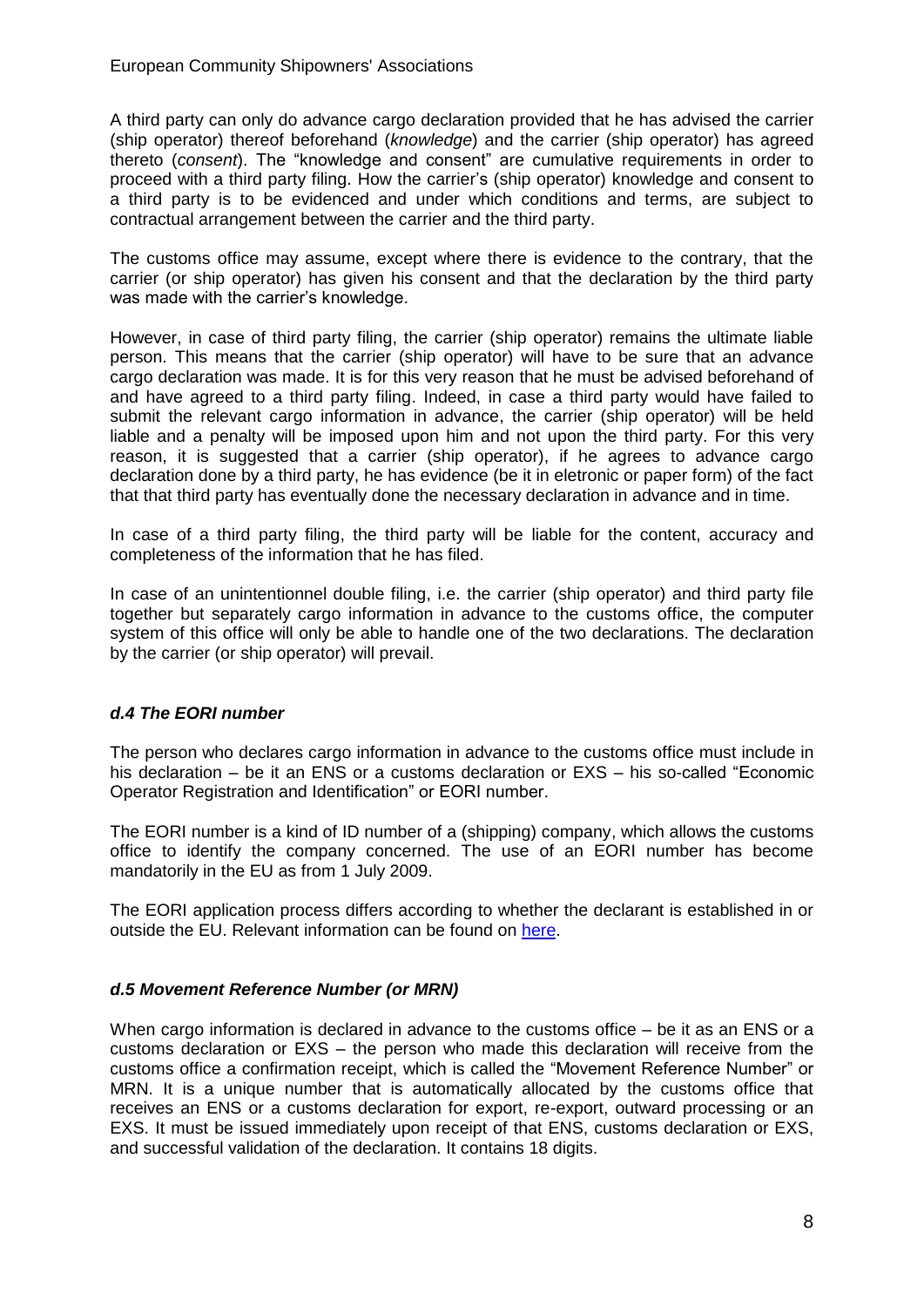A third party can only do advance cargo declaration provided that he has advised the carrier (ship operator) thereof beforehand (*knowledge*) and the carrier (ship operator) has agreed thereto (*consent*). The "knowledge and consent" are cumulative requirements in order to proceed with a third party filing. How the carrier's (ship operator) knowledge and consent to a third party is to be evidenced and under which conditions and terms, are subject to contractual arrangement between the carrier and the third party.

The customs office may assume, except where there is evidence to the contrary, that the carrier (or ship operator) has given his consent and that the declaration by the third party was made with the carrier's knowledge.

However, in case of third party filing, the carrier (ship operator) remains the ultimate liable person. This means that the carrier (ship operator) will have to be sure that an advance cargo declaration was made. It is for this very reason that he must be advised beforehand of and have agreed to a third party filing. Indeed, in case a third party would have failed to submit the relevant cargo information in advance, the carrier (ship operator) will be held liable and a penalty will be imposed upon him and not upon the third party. For this very reason, it is suggested that a carrier (ship operator), if he agrees to advance cargo declaration done by a third party, he has evidence (be it in eletronic or paper form) of the fact that that third party has eventually done the necessary declaration in advance and in time.

In case of a third party filing, the third party will be liable for the content, accuracy and completeness of the information that he has filed.

In case of an unintentionnel double filing, i.e. the carrier (ship operator) and third party file together but separately cargo information in advance to the customs office, the computer system of this office will only be able to handle one of the two declarations. The declaration by the carrier (or ship operator) will prevail.

### *d.4 The EORI number*

The person who declares cargo information in advance to the customs office must include in his declaration – be it an ENS or a customs declaration or EXS – his so-called "Economic Operator Registration and Identification" or EORI number.

The EORI number is a kind of ID number of a (shipping) company, which allows the customs office to identify the company concerned. The use of an EORI number has become mandatorily in the EU as from 1 July 2009.

The EORI application process differs according to whether the declarant is established in or outside the EU. Relevant information can be found on here.

### *d.5 Movement Reference Number (or MRN)*

When cargo information is declared in advance to the customs office – be it as an ENS or a customs declaration or EXS – the person who made this declaration will receive from the customs office a confirmation receipt, which is called the "Movement Reference Number" or MRN. It is a unique number that is automatically allocated by the customs office that receives an ENS or a customs declaration for export, re-export, outward processing or an EXS. It must be issued immediately upon receipt of that ENS, customs declaration or EXS, and successful validation of the declaration. It contains 18 digits.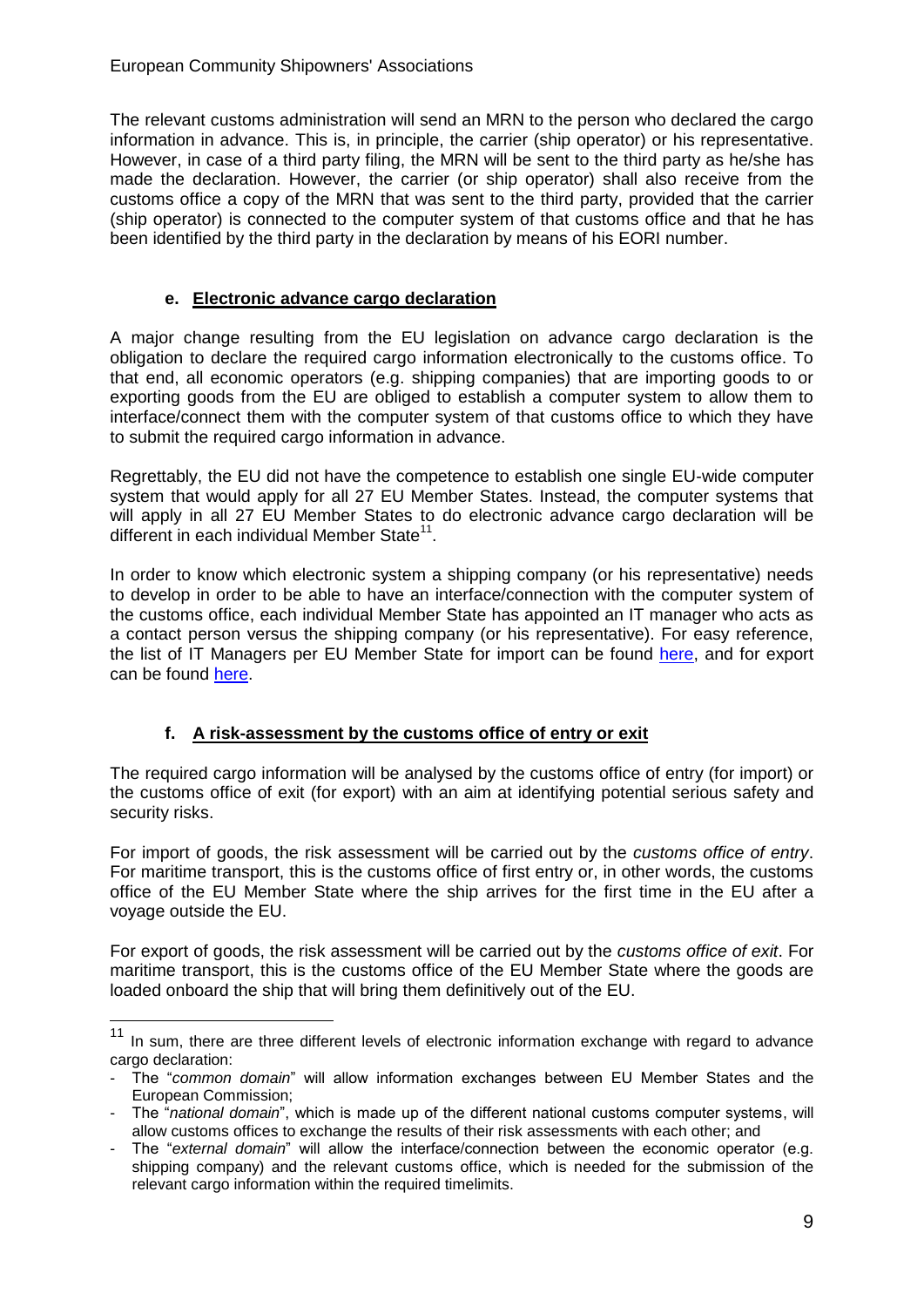The relevant customs administration will send an MRN to the person who declared the cargo information in advance. This is, in principle, the carrier (ship operator) or his representative. However, in case of a third party filing, the MRN will be sent to the third party as he/she has made the declaration. However, the carrier (or ship operator) shall also receive from the customs office a copy of the MRN that was sent to the third party, provided that the carrier (ship operator) is connected to the computer system of that customs office and that he has been identified by the third party in the declaration by means of his EORI number.

#### e. Electronic advance cargo declaration

A major change resulting from the EU legislation on advance cargo declaration is the obligation to declare the required cargo information electronically to the customs office. To that end, all economic operators (e.g. shipping companies) that are importing goods to or exporting goods from the EU are obliged to establish a computer system to allow them to interface/connect them with the computer system of that customs office to which they have to submit the required cargo information in advance.

Regrettably, the EU did not have the competence to establish one single EU-wide computer system that would apply for all 27 EU Member States. Instead, the computer systems that will apply in all 27 EU Member States to do electronic advance cargo declaration will be different in each individual Member State[11].

In order to know which electronic system a shipping company (or his representative) needs to develop in order to be able to have an interface/connection with the computer system of the customs office, each individual Member State has appointed an IT manager who acts as a contact person versus the shipping company (or his representative). For easy reference, the list of IT Managers per EU Member State for import can be found here, and for export can be found here.

#### f. A risk-assessment by the customs office of entry or exit

The required cargo information will be analysed by the customs office of entry (for import) or the customs office of exit (for export) with an aim at identifying potential serious safety and security risks.

For import of goods, the risk assessment will be carried out by the *customs office of entry*. For maritime transport, this is the customs office of first entry or, in other words, the customs office of the EU Member State where the ship arrives for the first time in the EU after a voyage outside the EU.

For export of goods, the risk assessment will be carried out by the *customs office of exit*. For maritime transport, this is the customs office of the EU Member State where the goods are loaded onboard the ship that will bring them definitively out of the EU.

---

[11] In sum, there are three different levels of electronic information exchange with regard to advance cargo declaration:

- The "*common domain*" will allow information exchanges between EU Member States and the European Commission;
- The "*national domain*", which is made up of the different national customs computer systems, will allow customs offices to exchange the results of their risk assessments with each other; and
- The "*external domain*" will allow the interface/connection between the economic operator (e.g. shipping company) and the relevant customs office, which is needed for the submission of the relevant cargo information within the required timelimits.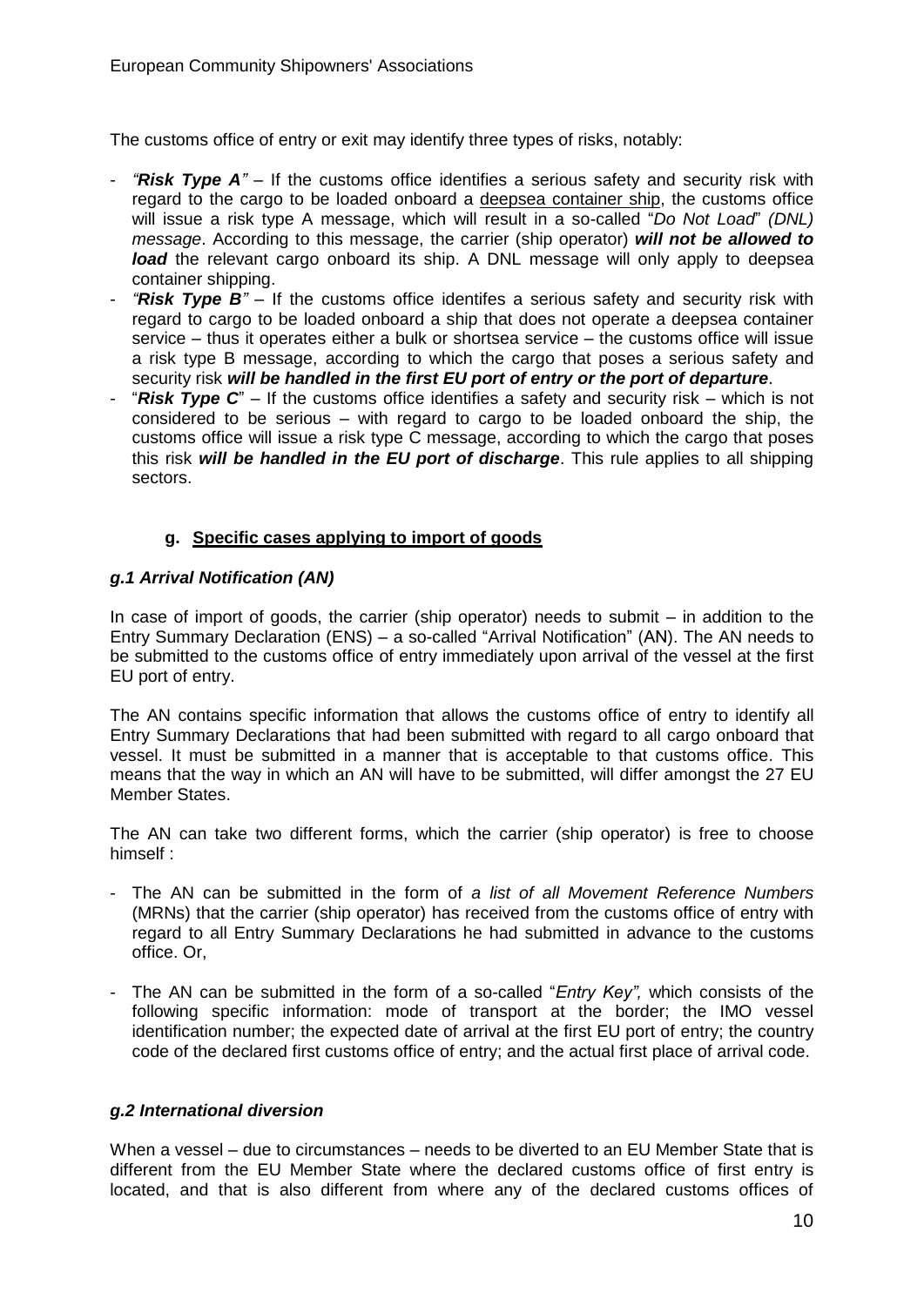The customs office of entry or exit may identify three types of risks, notably:

- *"**Risk Type A**"* – If the customs office identifies a serious safety and security risk with regard to the cargo to be loaded onboard a deepsea container ship, the customs office will issue a risk type A message, which will result in a so-called "*Do Not Load*" *(DNL) message*. According to this message, the carrier (ship operator) ***will not be allowed to load*** the relevant cargo onboard its ship. A DNL message will only apply to deepsea container shipping.
- *"**Risk Type B**"* – If the customs office identifes a serious safety and security risk with regard to cargo to be loaded onboard a ship that does not operate a deepsea container service – thus it operates either a bulk or shortsea service – the customs office will issue a risk type B message, according to which the cargo that poses a serious safety and security risk ***will be handled in the first EU port of entry or the port of departure***.
- "**Risk Type C**" – If the customs office identifies a safety and security risk – which is not considered to be serious – with regard to cargo to be loaded onboard the ship, the customs office will issue a risk type C message, according to which the cargo that poses this risk ***will be handled in the EU port of discharge***. This rule applies to all shipping sectors.

### g. Specific cases applying to import of goods

#### *g.1 Arrival Notification (AN)*

In case of import of goods, the carrier (ship operator) needs to submit – in addition to the Entry Summary Declaration (ENS) – a so-called "Arrival Notification" (AN). The AN needs to be submitted to the customs office of entry immediately upon arrival of the vessel at the first EU port of entry.

The AN contains specific information that allows the customs office of entry to identify all Entry Summary Declarations that had been submitted with regard to all cargo onboard that vessel. It must be submitted in a manner that is acceptable to that customs office. This means that the way in which an AN will have to be submitted, will differ amongst the 27 EU Member States.

The AN can take two different forms, which the carrier (ship operator) is free to choose himself :

- The AN can be submitted in the form of *a list of all Movement Reference Numbers* (MRNs) that the carrier (ship operator) has received from the customs office of entry with regard to all Entry Summary Declarations he had submitted in advance to the customs office. Or,

- The AN can be submitted in the form of a so-called "*Entry Key",* which consists of the following specific information: mode of transport at the border; the IMO vessel identification number; the expected date of arrival at the first EU port of entry; the country code of the declared first customs office of entry; and the actual first place of arrival code.

#### *g.2 International diversion*

When a vessel – due to circumstances – needs to be diverted to an EU Member State that is different from the EU Member State where the declared customs office of first entry is located, and that is also different from where any of the declared customs offices of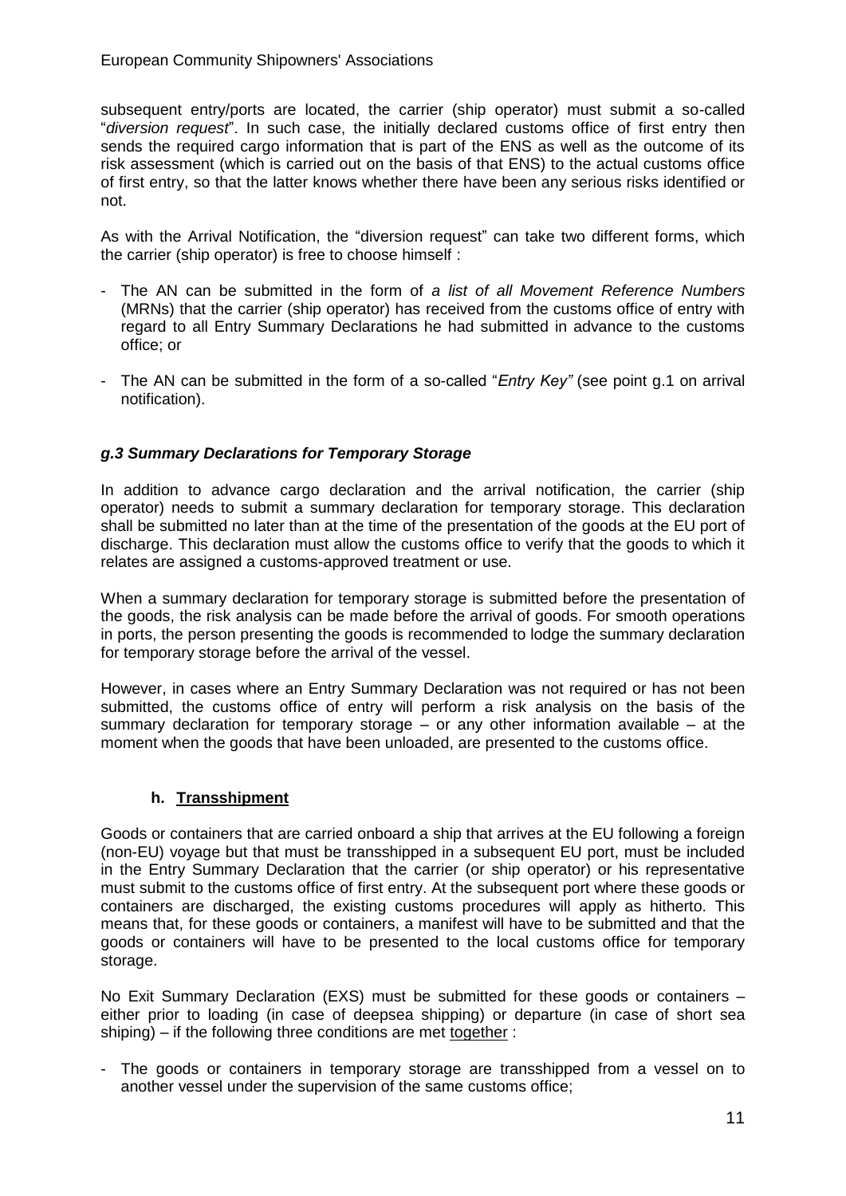subsequent entry/ports are located, the carrier (ship operator) must submit a so-called "*diversion request*". In such case, the initially declared customs office of first entry then sends the required cargo information that is part of the ENS as well as the outcome of its risk assessment (which is carried out on the basis of that ENS) to the actual customs office of first entry, so that the latter knows whether there have been any serious risks identified or not.

As with the Arrival Notification, the "diversion request" can take two different forms, which the carrier (ship operator) is free to choose himself :

- The AN can be submitted in the form of *a list of all Movement Reference Numbers* (MRNs) that the carrier (ship operator) has received from the customs office of entry with regard to all Entry Summary Declarations he had submitted in advance to the customs office; or
- The AN can be submitted in the form of a so-called "*Entry Key"* (see point g.1 on arrival notification).

### *g.3 Summary Declarations for Temporary Storage*

In addition to advance cargo declaration and the arrival notification, the carrier (ship operator) needs to submit a summary declaration for temporary storage. This declaration shall be submitted no later than at the time of the presentation of the goods at the EU port of discharge. This declaration must allow the customs office to verify that the goods to which it relates are assigned a customs-approved treatment or use.

When a summary declaration for temporary storage is submitted before the presentation of the goods, the risk analysis can be made before the arrival of goods. For smooth operations in ports, the person presenting the goods is recommended to lodge the summary declaration for temporary storage before the arrival of the vessel.

However, in cases where an Entry Summary Declaration was not required or has not been submitted, the customs office of entry will perform a risk analysis on the basis of the summary declaration for temporary storage – or any other information available – at the moment when the goods that have been unloaded, are presented to the customs office.

## h. Transshipment

Goods or containers that are carried onboard a ship that arrives at the EU following a foreign (non-EU) voyage but that must be transshipped in a subsequent EU port, must be included in the Entry Summary Declaration that the carrier (or ship operator) or his representative must submit to the customs office of first entry. At the subsequent port where these goods or containers are discharged, the existing customs procedures will apply as hitherto. This means that, for these goods or containers, a manifest will have to be submitted and that the goods or containers will have to be presented to the local customs office for temporary storage.

No Exit Summary Declaration (EXS) must be submitted for these goods or containers – either prior to loading (in case of deepsea shipping) or departure (in case of short sea shiping) – if the following three conditions are met <u>together</u> :

- The goods or containers in temporary storage are transshipped from a vessel on to another vessel under the supervision of the same customs office;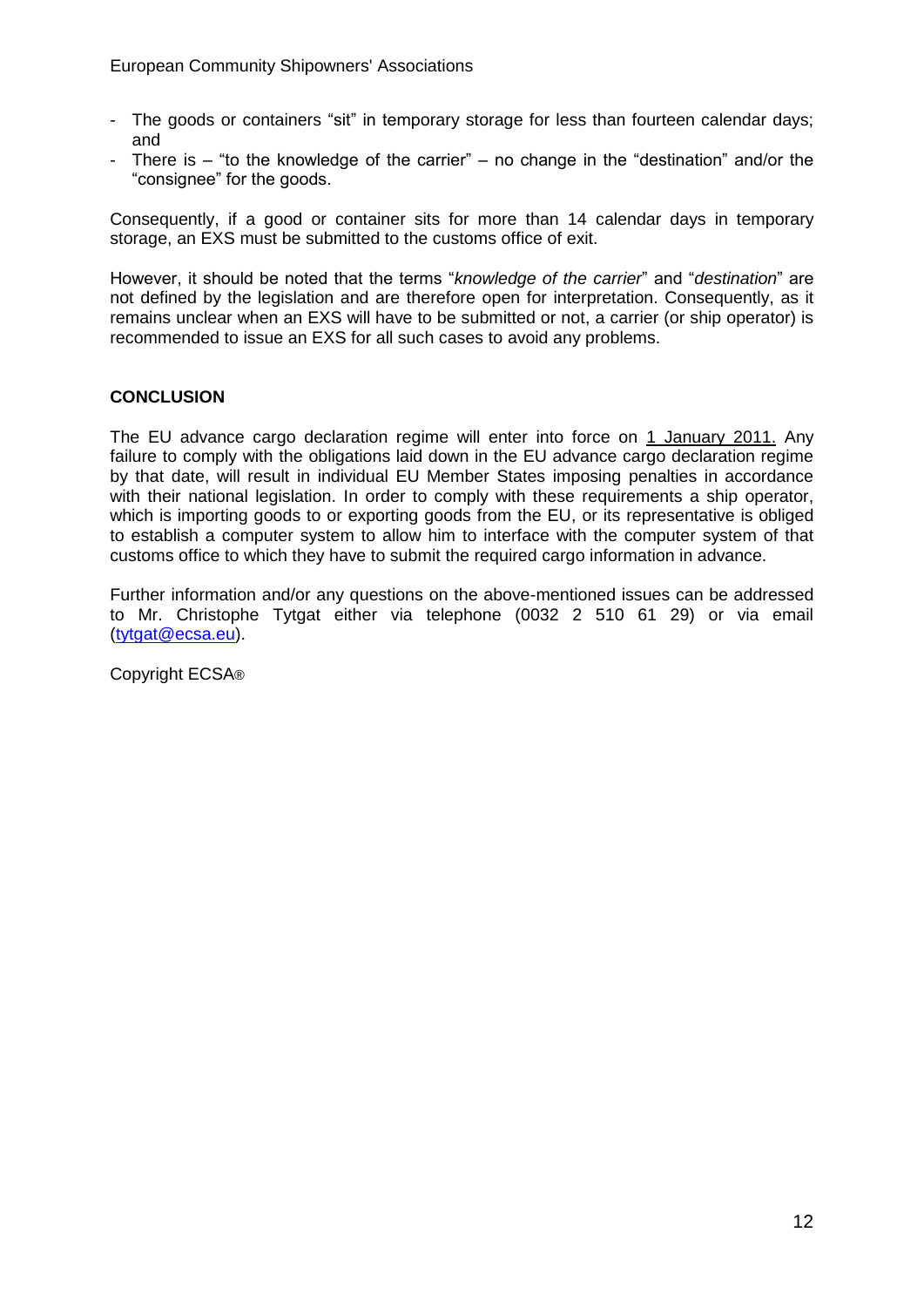- The goods or containers "sit" in temporary storage for less than fourteen calendar days; and
- There is – "to the knowledge of the carrier" – no change in the "destination" and/or the "consignee" for the goods.

Consequently, if a good or container sits for more than 14 calendar days in temporary storage, an EXS must be submitted to the customs office of exit.

However, it should be noted that the terms "*knowledge of the carrier*" and "*destination*" are not defined by the legislation and are therefore open for interpretation. Consequently, as it remains unclear when an EXS will have to be submitted or not, a carrier (or ship operator) is recommended to issue an EXS for all such cases to avoid any problems.

**CONCLUSION**

The EU advance cargo declaration regime will enter into force on 1 January 2011. Any failure to comply with the obligations laid down in the EU advance cargo declaration regime by that date, will result in individual EU Member States imposing penalties in accordance with their national legislation. In order to comply with these requirements a ship operator, which is importing goods to or exporting goods from the EU, or its representative is obliged to establish a computer system to allow him to interface with the computer system of that customs office to which they have to submit the required cargo information in advance.

Further information and/or any questions on the above-mentioned issues can be addressed to Mr. Christophe Tytgat either via telephone (0032 2 510 61 29) or via email (tytgat@ecsa.eu).

Copyright ECSA®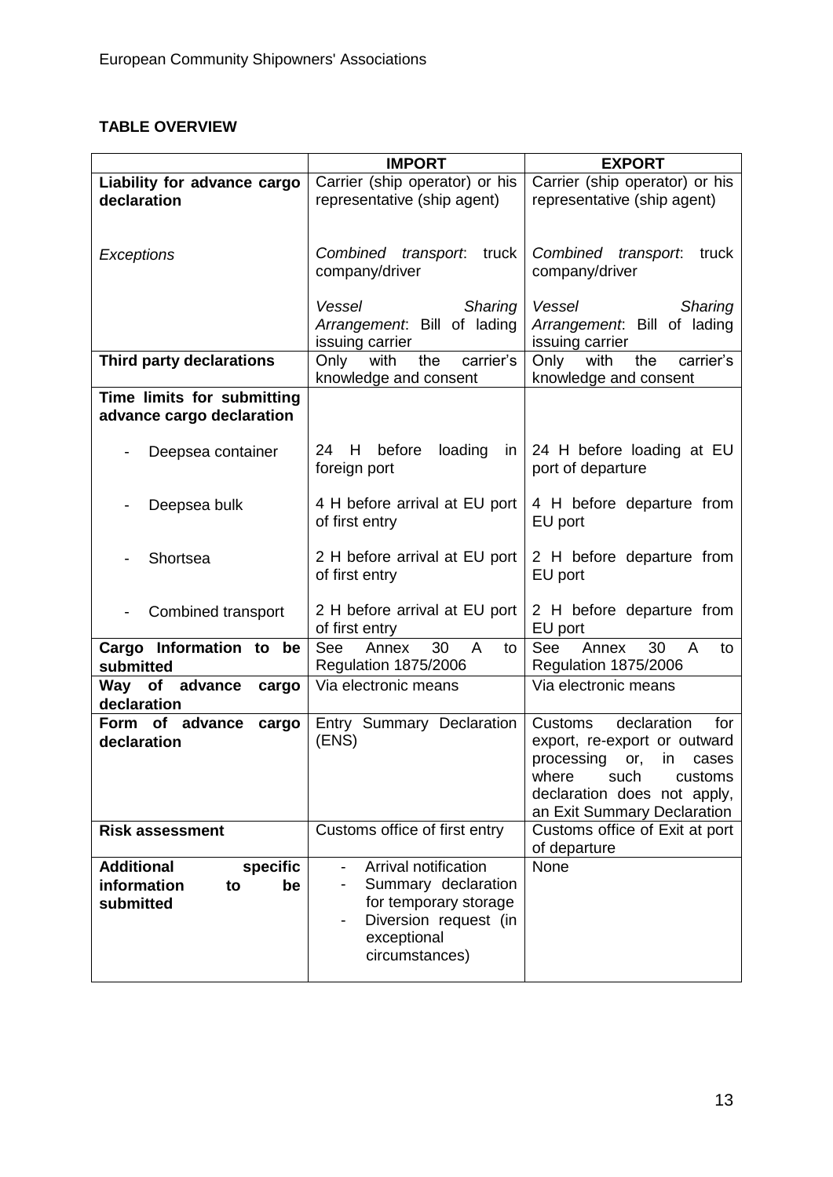**TABLE OVERVIEW**

| | **IMPORT** | **EXPORT** |
|---|---|---|
| **Liability for advance cargo declaration** | Carrier (ship operator) or his representative (ship agent) | Carrier (ship operator) or his representative (ship agent) |
| *Exceptions* | *Combined transport*: truck company/driver<br><br>*Vessel Sharing Arrangement*: Bill of lading issuing carrier | *Combined transport*: truck company/driver<br><br>*Vessel Sharing Arrangement*: Bill of lading issuing carrier |
| **Third party declarations** | Only with the carrier's knowledge and consent | Only with the carrier's knowledge and consent |
| **Time limits for submitting advance cargo declaration** | | |
| - Deepsea container | 24 H before loading in foreign port | 24 H before loading at EU port of departure |
| - Deepsea bulk | 4 H before arrival at EU port of first entry | 4 H before departure from EU port |
| - Shortsea | 2 H before arrival at EU port of first entry | 2 H before departure from EU port |
| - Combined transport | 2 H before arrival at EU port of first entry | 2 H before departure from EU port |
| **Cargo Information to be submitted** | See Annex 30 A to Regulation 1875/2006 | See Annex 30 A to Regulation 1875/2006 |
| **Way of advance cargo declaration** | Via electronic means | Via electronic means |
| **Form of advance cargo declaration** | Entry Summary Declaration (ENS) | Customs declaration for export, re-export or outward processing or, in cases where such customs declaration does not apply, an Exit Summary Declaration |
| **Risk assessment** | Customs office of first entry | Customs office of Exit at port of departure |
| **Additional specific information to be submitted** | - Arrival notification<br>- Summary declaration for temporary storage<br>- Diversion request (in exceptional circumstances) | None |